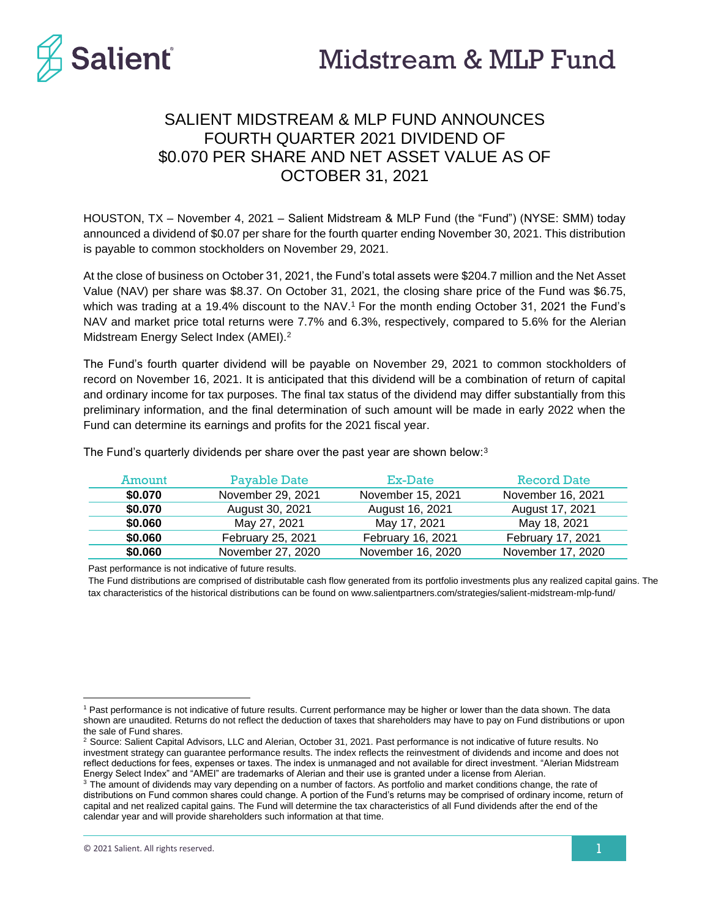# Salient Midstream & MLP Fund

## SALIENT MIDSTREAM & MLP FUND ANNOUNCES FOURTH QUARTER 2021 DIVIDEND OF $0.070 PER SHARE AND NET ASSET VALUE AS OF OCTOBER 31, 2021

HOUSTON, TX – November 4, 2021 – Salient Midstream & MLP Fund (the "Fund") (NYSE: SMM) today announced a dividend of $0.07 per share for the fourth quarter ending November 30, 2021. This distribution is payable to common stockholders on November 29, 2021.

At the close of business on October 31, 2021, the Fund's total assets were $204.7 million and the Net Asset Value (NAV) per share was $8.37. On October 31, 2021, the closing share price of the Fund was $6.75, which was trading at a 19.4% discount to the NAV.[1] For the month ending October 31, 2021 the Fund's NAV and market price total returns were 7.7% and 6.3%, respectively, compared to 5.6% for the Alerian Midstream Energy Select Index (AMEI).[2]

The Fund's fourth quarter dividend will be payable on November 29, 2021 to common stockholders of record on November 16, 2021. It is anticipated that this dividend will be a combination of return of capital and ordinary income for tax purposes. The final tax status of the dividend may differ substantially from this preliminary information, and the final determination of such amount will be made in early 2022 when the Fund can determine its earnings and profits for the 2021 fiscal year.

The Fund's quarterly dividends per share over the past year are shown below:[3]

| Amount | Payable Date | Ex-Date | Record Date |
|---|---|---|---|
| **$0.070** | November 29, 2021 | November 15, 2021 | November 16, 2021 |
| **$0.070** | August 30, 2021 | August 16, 2021 | August 17, 2021 |
| **$0.060** | May 27, 2021 | May 17, 2021 | May 18, 2021 |
| **$0.060** | February 25, 2021 | February 16, 2021 | February 17, 2021 |
| **$0.060** | November 27, 2020 | November 16, 2020 | November 17, 2020 |

Past performance is not indicative of future results.

The Fund distributions are comprised of distributable cash flow generated from its portfolio investments plus any realized capital gains. The tax characteristics of the historical distributions can be found on www.salientpartners.com/strategies/salient-midstream-mlp-fund/

---

[1] Past performance is not indicative of future results. Current performance may be higher or lower than the data shown. The data shown are unaudited. Returns do not reflect the deduction of taxes that shareholders may have to pay on Fund distributions or upon the sale of Fund shares.

[2] Source: Salient Capital Advisors, LLC and Alerian, October 31, 2021. Past performance is not indicative of future results. No investment strategy can guarantee performance results. The index reflects the reinvestment of dividends and income and does not reflect deductions for fees, expenses or taxes. The index is unmanaged and not available for direct investment. "Alerian Midstream Energy Select Index" and "AMEI" are trademarks of Alerian and their use is granted under a license from Alerian.

[3] The amount of dividends may vary depending on a number of factors. As portfolio and market conditions change, the rate of distributions on Fund common shares could change. A portion of the Fund's returns may be comprised of ordinary income, return of capital and net realized capital gains. The Fund will determine the tax characteristics of all Fund dividends after the end of the calendar year and will provide shareholders such information at that time.

© 2021 Salient. All rights reserved.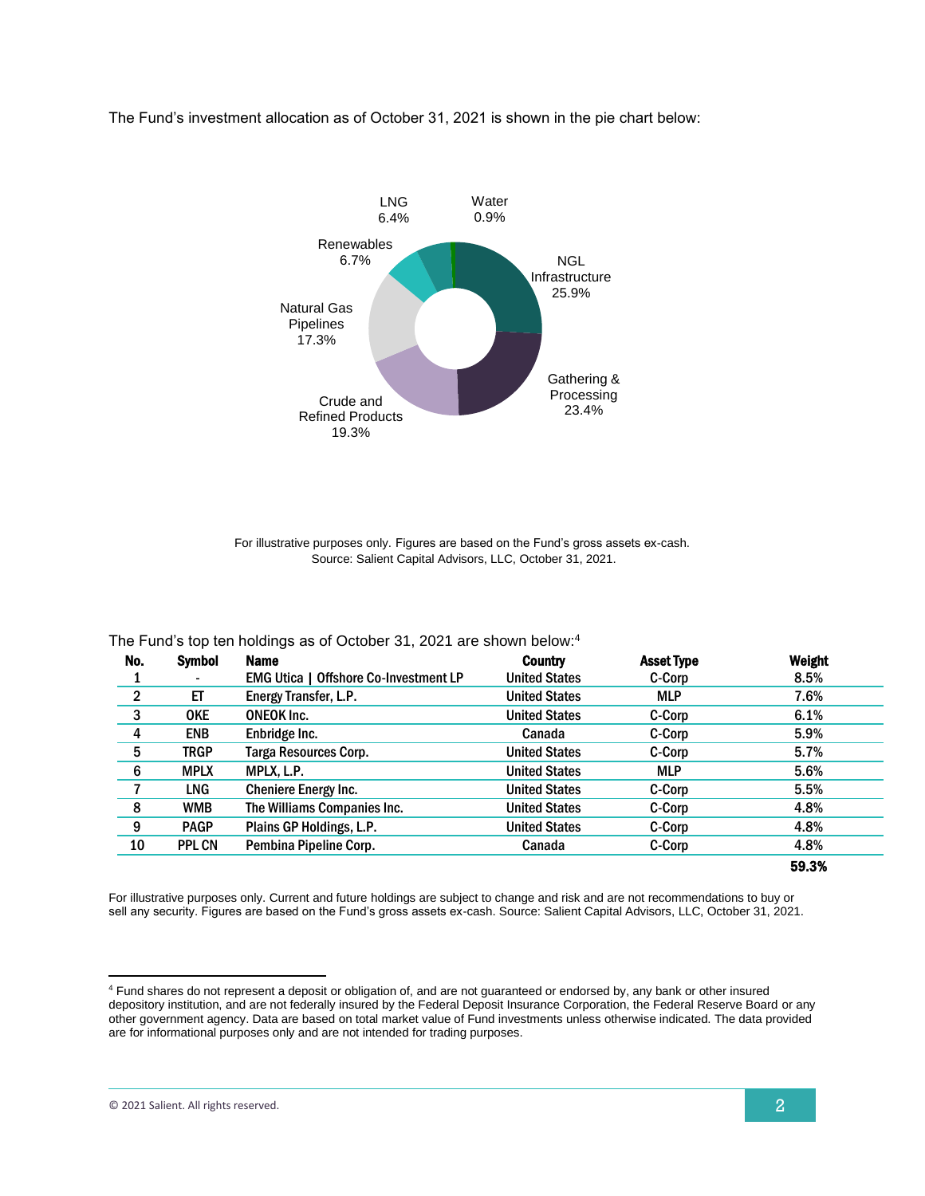The Fund's investment allocation as of October 31, 2021 is shown in the pie chart below:

LNG 6.4%

Water 0.9%

Renewables 6.7%

NGL Infrastructure 25.9%

Natural Gas Pipelines 17.3%

Gathering & Processing 23.4%

Crude and Refined Products 19.3%

For illustrative purposes only. Figures are based on the Fund's gross assets ex-cash.
Source: Salient Capital Advisors, LLC, October 31, 2021.

The Fund's top ten holdings as of October 31, 2021 are shown below:[4]

| No. | Symbol | Name | Country | Asset Type | Weight |
|---|---|---|---|---|---|
| 1 | - | EMG Utica \| Offshore Co-Investment LP | United States | C-Corp | 8.5% |
| 2 | ET | Energy Transfer, L.P. | United States | MLP | 7.6% |
| 3 | OKE | ONEOK Inc. | United States | C-Corp | 6.1% |
| 4 | ENB | Enbridge Inc. | Canada | C-Corp | 5.9% |
| 5 | TRGP | Targa Resources Corp. | United States | C-Corp | 5.7% |
| 6 | MPLX | MPLX, L.P. | United States | MLP | 5.6% |
| 7 | LNG | Cheniere Energy Inc. | United States | C-Corp | 5.5% |
| 8 | WMB | The Williams Companies Inc. | United States | C-Corp | 4.8% |
| 9 | PAGP | Plains GP Holdings, L.P. | United States | C-Corp | 4.8% |
| 10 | PPL CN | Pembina Pipeline Corp. | Canada | C-Corp | 4.8% |
| | | | | | **59.3%** |

For illustrative purposes only. Current and future holdings are subject to change and risk and are not recommendations to buy or sell any security. Figures are based on the Fund's gross assets ex-cash. Source: Salient Capital Advisors, LLC, October 31, 2021.

[4] Fund shares do not represent a deposit or obligation of, and are not guaranteed or endorsed by, any bank or other insured depository institution, and are not federally insured by the Federal Deposit Insurance Corporation, the Federal Reserve Board or any other government agency. Data are based on total market value of Fund investments unless otherwise indicated. The data provided are for informational purposes only and are not intended for trading purposes.

© 2021 Salient. All rights reserved.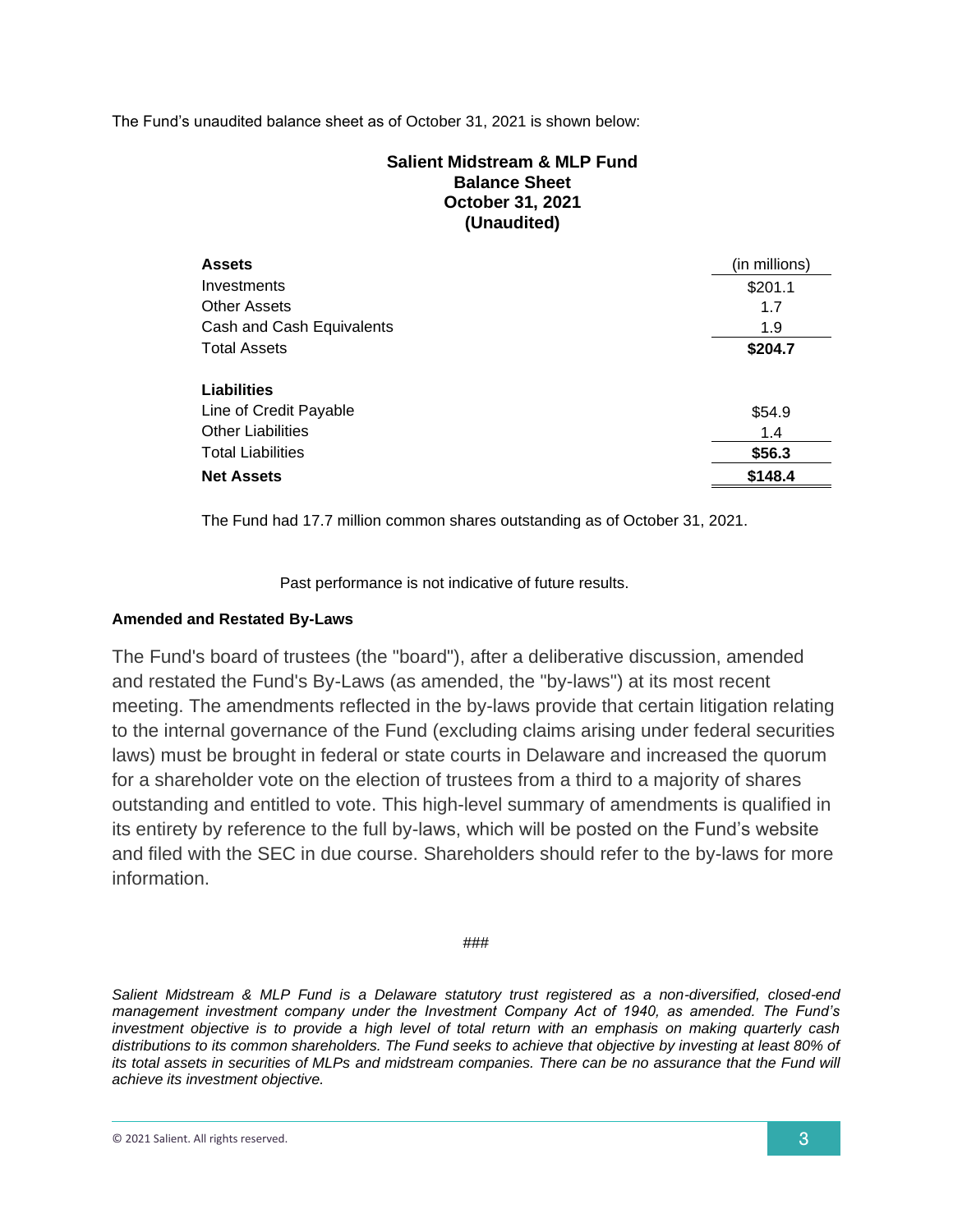The Fund's unaudited balance sheet as of October 31, 2021 is shown below:

**Salient Midstream & MLP Fund**
**Balance Sheet**
**October 31, 2021**
**(Unaudited)**

| **Assets** | (in millions) |
| --- | --- |
| Investments | $201.1 |
| Other Assets | 1.7 |
| Cash and Cash Equivalents | 1.9 |
| Total Assets | **$204.7** |
| | |
| **Liabilities** | |
| Line of Credit Payable | $54.9 |
| Other Liabilities | 1.4 |
| Total Liabilities | **$56.3** |
| **Net Assets** | **$148.4** |

The Fund had 17.7 million common shares outstanding as of October 31, 2021.

Past performance is not indicative of future results.

**Amended and Restated By-Laws**

The Fund's board of trustees (the "board"), after a deliberative discussion, amended and restated the Fund's By-Laws (as amended, the "by-laws") at its most recent meeting. The amendments reflected in the by-laws provide that certain litigation relating to the internal governance of the Fund (excluding claims arising under federal securities laws) must be brought in federal or state courts in Delaware and increased the quorum for a shareholder vote on the election of trustees from a third to a majority of shares outstanding and entitled to vote. This high-level summary of amendments is qualified in its entirety by reference to the full by-laws, which will be posted on the Fund's website and filed with the SEC in due course. Shareholders should refer to the by-laws for more information.

###

*Salient Midstream & MLP Fund is a Delaware statutory trust registered as a non-diversified, closed-end management investment company under the Investment Company Act of 1940, as amended. The Fund's investment objective is to provide a high level of total return with an emphasis on making quarterly cash distributions to its common shareholders. The Fund seeks to achieve that objective by investing at least 80% of its total assets in securities of MLPs and midstream companies. There can be no assurance that the Fund will achieve its investment objective.*

© 2021 Salient. All rights reserved.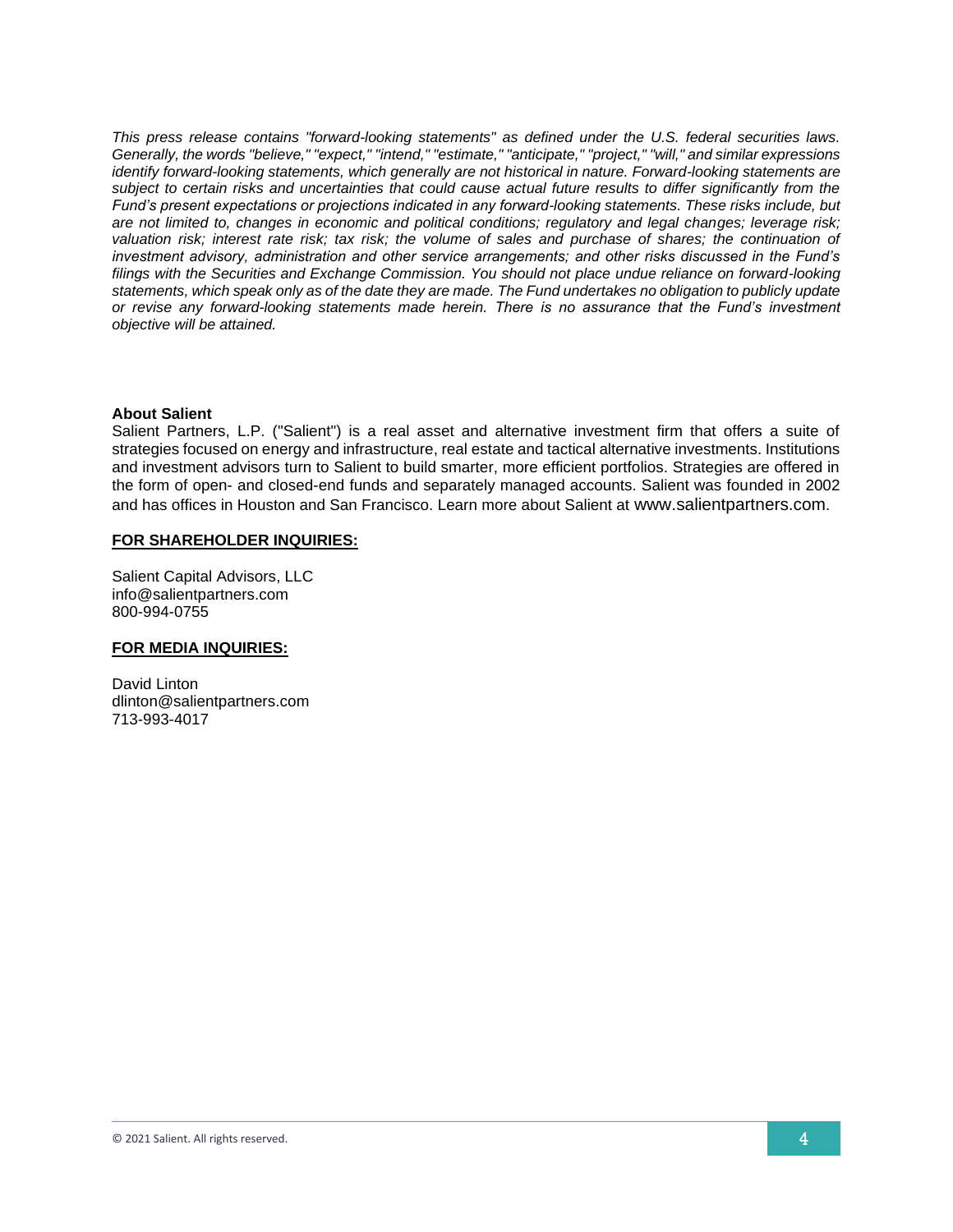*This press release contains "forward-looking statements" as defined under the U.S. federal securities laws. Generally, the words "believe," "expect," "intend," "estimate," "anticipate," "project," "will," and similar expressions identify forward-looking statements, which generally are not historical in nature. Forward-looking statements are subject to certain risks and uncertainties that could cause actual future results to differ significantly from the Fund's present expectations or projections indicated in any forward-looking statements. These risks include, but are not limited to, changes in economic and political conditions; regulatory and legal changes; leverage risk; valuation risk; interest rate risk; tax risk; the volume of sales and purchase of shares; the continuation of investment advisory, administration and other service arrangements; and other risks discussed in the Fund's filings with the Securities and Exchange Commission. You should not place undue reliance on forward-looking statements, which speak only as of the date they are made. The Fund undertakes no obligation to publicly update or revise any forward-looking statements made herein. There is no assurance that the Fund's investment objective will be attained.*

**About Salient**

Salient Partners, L.P. ("Salient") is a real asset and alternative investment firm that offers a suite of strategies focused on energy and infrastructure, real estate and tactical alternative investments. Institutions and investment advisors turn to Salient to build smarter, more efficient portfolios. Strategies are offered in the form of open- and closed-end funds and separately managed accounts. Salient was founded in 2002 and has offices in Houston and San Francisco. Learn more about Salient at www.salientpartners.com.

**FOR SHAREHOLDER INQUIRIES:**

Salient Capital Advisors, LLC
info@salientpartners.com
800-994-0755

**FOR MEDIA INQUIRIES:**

David Linton
dlinton@salientpartners.com
713-993-4017

© 2021 Salient. All rights reserved.